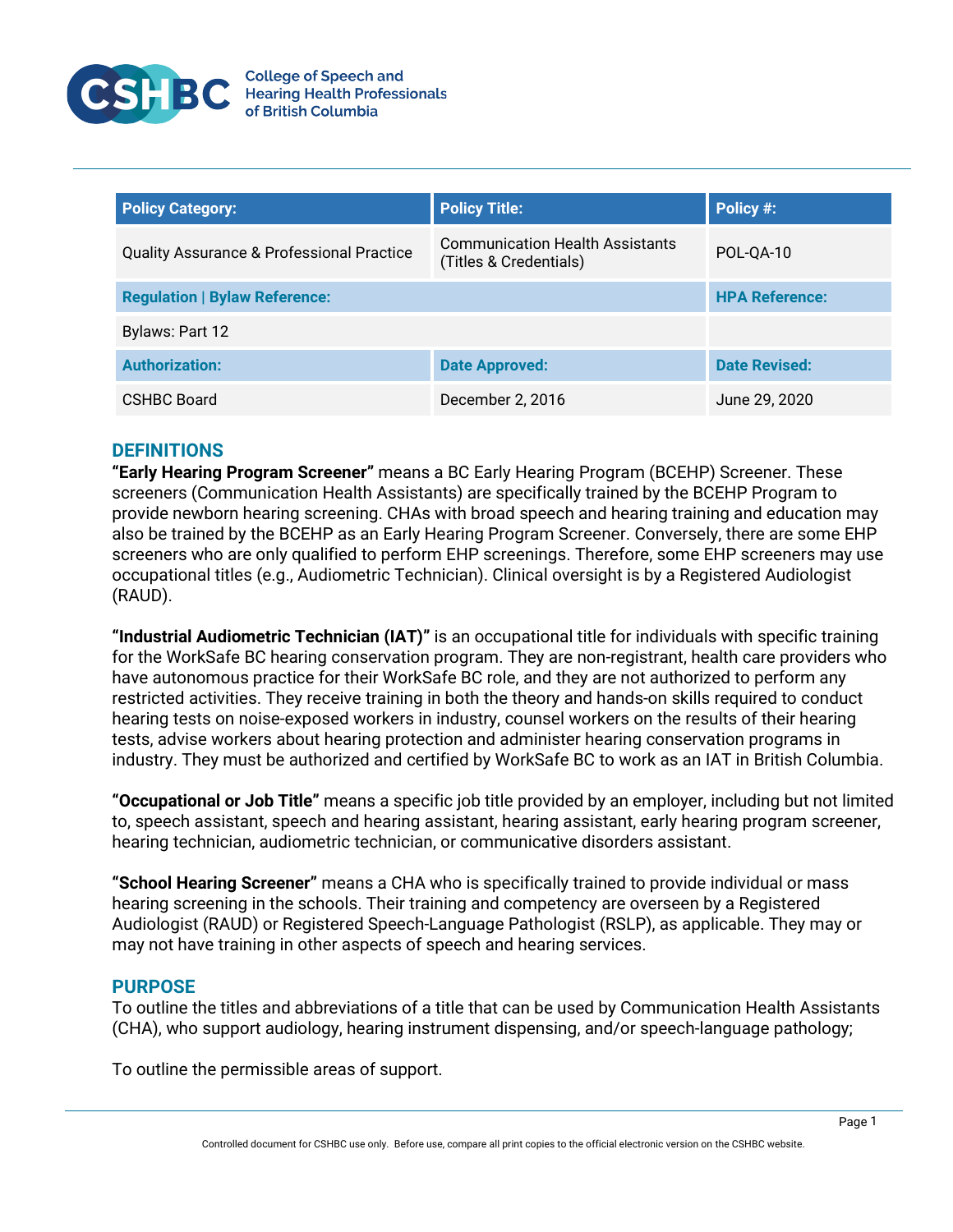College of Speech and Hearing Health Professionals of British Columbia

| Policy Category: | Policy Title: | Policy #: |
| --- | --- | --- |
| Quality Assurance & Professional Practice | Communication Health Assistants (Titles & Credentials) | POL-QA-10 |
| **Regulation \| Bylaw Reference:** | | **HPA Reference:** |
| Bylaws: Part 12 | | |
| **Authorization:** | **Date Approved:** | **Date Revised:** |
| CSHBC Board | December 2, 2016 | June 29, 2020 |

## DEFINITIONS

**"Early Hearing Program Screener"** means a BC Early Hearing Program (BCEHP) Screener. These screeners (Communication Health Assistants) are specifically trained by the BCEHP Program to provide newborn hearing screening. CHAs with broad speech and hearing training and education may also be trained by the BCEHP as an Early Hearing Program Screener. Conversely, there are some EHP screeners who are only qualified to perform EHP screenings. Therefore, some EHP screeners may use occupational titles (e.g., Audiometric Technician). Clinical oversight is by a Registered Audiologist (RAUD).

**"Industrial Audiometric Technician (IAT)"** is an occupational title for individuals with specific training for the WorkSafe BC hearing conservation program. They are non-registrant, health care providers who have autonomous practice for their WorkSafe BC role, and they are not authorized to perform any restricted activities. They receive training in both the theory and hands-on skills required to conduct hearing tests on noise-exposed workers in industry, counsel workers on the results of their hearing tests, advise workers about hearing protection and administer hearing conservation programs in industry. They must be authorized and certified by WorkSafe BC to work as an IAT in British Columbia.

**"Occupational or Job Title"** means a specific job title provided by an employer, including but not limited to, speech assistant, speech and hearing assistant, hearing assistant, early hearing program screener, hearing technician, audiometric technician, or communicative disorders assistant.

**"School Hearing Screener"** means a CHA who is specifically trained to provide individual or mass hearing screening in the schools. Their training and competency are overseen by a Registered Audiologist (RAUD) or Registered Speech-Language Pathologist (RSLP), as applicable. They may or may not have training in other aspects of speech and hearing services.

## PURPOSE

To outline the titles and abbreviations of a title that can be used by Communication Health Assistants (CHA), who support audiology, hearing instrument dispensing, and/or speech-language pathology;

To outline the permissible areas of support.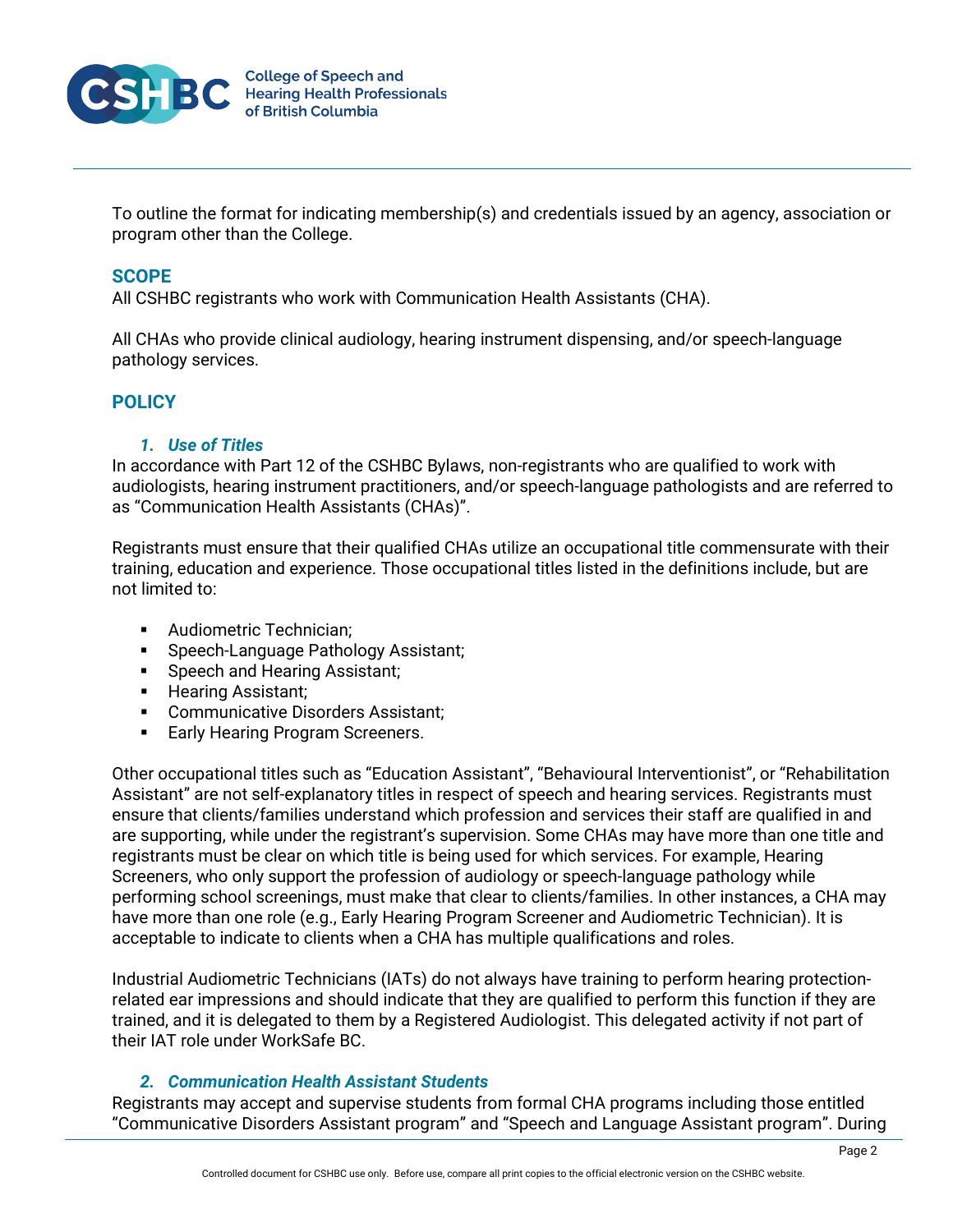To outline the format for indicating membership(s) and credentials issued by an agency, association or program other than the College.

## SCOPE

All CSHBC registrants who work with Communication Health Assistants (CHA).

All CHAs who provide clinical audiology, hearing instrument dispensing, and/or speech-language pathology services.

## POLICY

### *1. Use of Titles*

In accordance with Part 12 of the CSHBC Bylaws, non-registrants who are qualified to work with audiologists, hearing instrument practitioners, and/or speech-language pathologists and are referred to as "Communication Health Assistants (CHAs)".

Registrants must ensure that their qualified CHAs utilize an occupational title commensurate with their training, education and experience. Those occupational titles listed in the definitions include, but are not limited to:

- Audiometric Technician;
- Speech-Language Pathology Assistant;
- Speech and Hearing Assistant;
- Hearing Assistant;
- Communicative Disorders Assistant;
- Early Hearing Program Screeners.

Other occupational titles such as "Education Assistant", "Behavioural Interventionist", or "Rehabilitation Assistant" are not self-explanatory titles in respect of speech and hearing services. Registrants must ensure that clients/families understand which profession and services their staff are qualified in and are supporting, while under the registrant's supervision. Some CHAs may have more than one title and registrants must be clear on which title is being used for which services. For example, Hearing Screeners, who only support the profession of audiology or speech-language pathology while performing school screenings, must make that clear to clients/families. In other instances, a CHA may have more than one role (e.g., Early Hearing Program Screener and Audiometric Technician). It is acceptable to indicate to clients when a CHA has multiple qualifications and roles.

Industrial Audiometric Technicians (IATs) do not always have training to perform hearing protection-related ear impressions and should indicate that they are qualified to perform this function if they are trained, and it is delegated to them by a Registered Audiologist. This delegated activity if not part of their IAT role under WorkSafe BC.

### *2. Communication Health Assistant Students*

Registrants may accept and supervise students from formal CHA programs including those entitled "Communicative Disorders Assistant program" and "Speech and Language Assistant program". During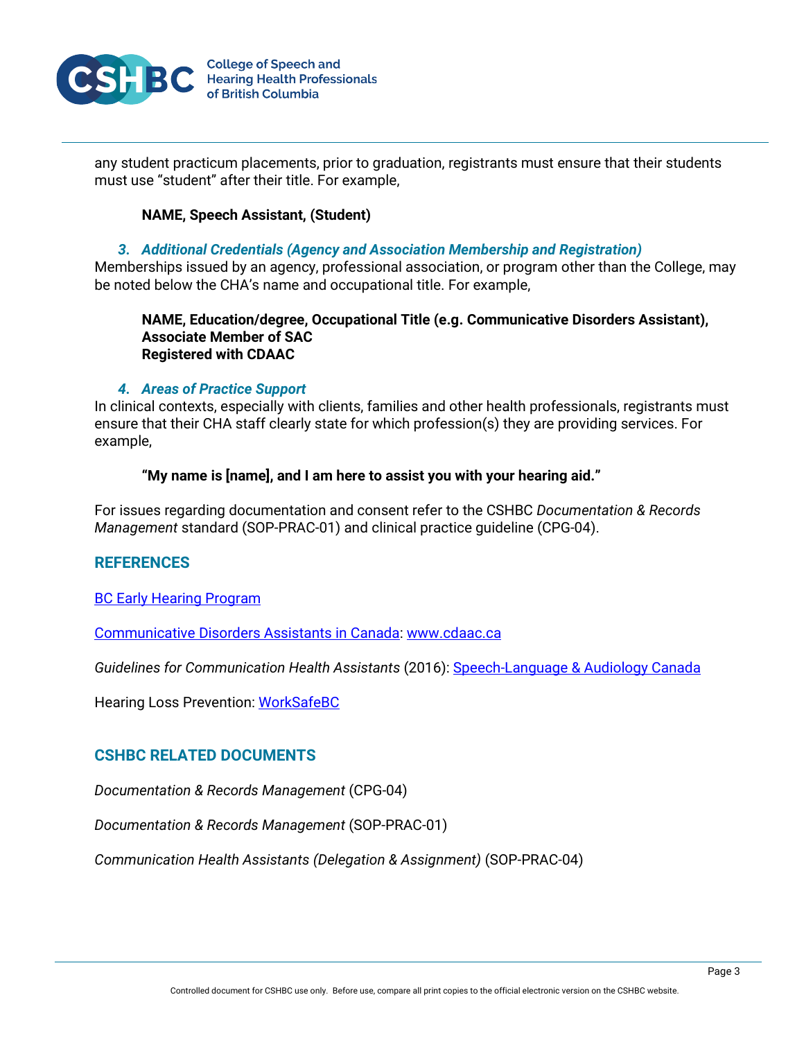any student practicum placements, prior to graduation, registrants must ensure that their students must use "student" after their title. For example,

**NAME, Speech Assistant, (Student)**

### *3. Additional Credentials (Agency and Association Membership and Registration)*

Memberships issued by an agency, professional association, or program other than the College, may be noted below the CHA's name and occupational title. For example,

**NAME, Education/degree, Occupational Title (e.g. Communicative Disorders Assistant),**
**Associate Member of SAC**
**Registered with CDAAC**

### *4. Areas of Practice Support*

In clinical contexts, especially with clients, families and other health professionals, registrants must ensure that their CHA staff clearly state for which profession(s) they are providing services. For example,

**"My name is [name], and I am here to assist you with your hearing aid."**

For issues regarding documentation and consent refer to the CSHBC *Documentation & Records Management* standard (SOP-PRAC-01) and clinical practice guideline (CPG-04).

## REFERENCES

BC Early Hearing Program

Communicative Disorders Assistants in Canada: www.cdaac.ca

*Guidelines for Communication Health Assistants* (2016): Speech-Language & Audiology Canada

Hearing Loss Prevention: WorkSafeBC

## CSHBC RELATED DOCUMENTS

*Documentation & Records Management* (CPG-04)

*Documentation & Records Management* (SOP-PRAC-01)

*Communication Health Assistants (Delegation & Assignment)* (SOP-PRAC-04)